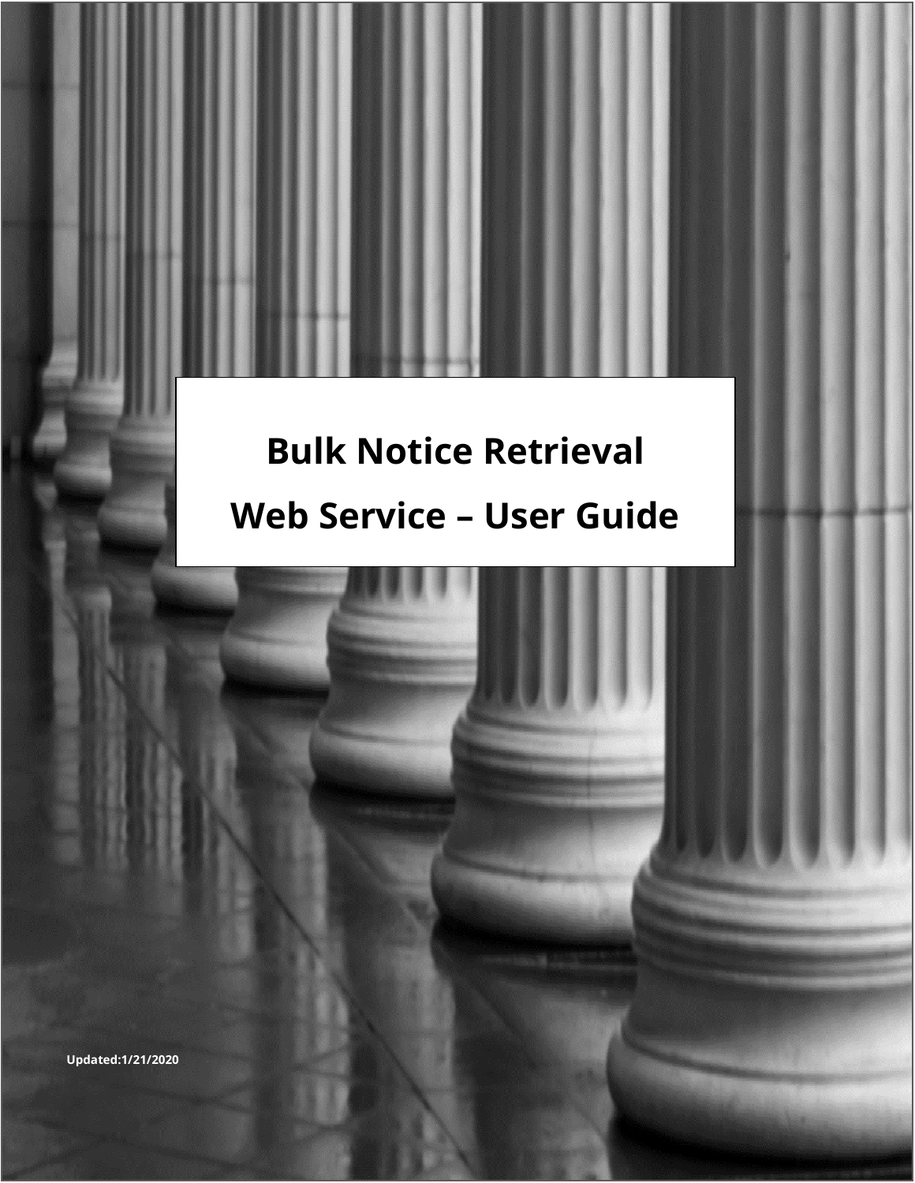# Bulk Notice Retrieval Web Service – User Guide

**Updated:1/21/2020**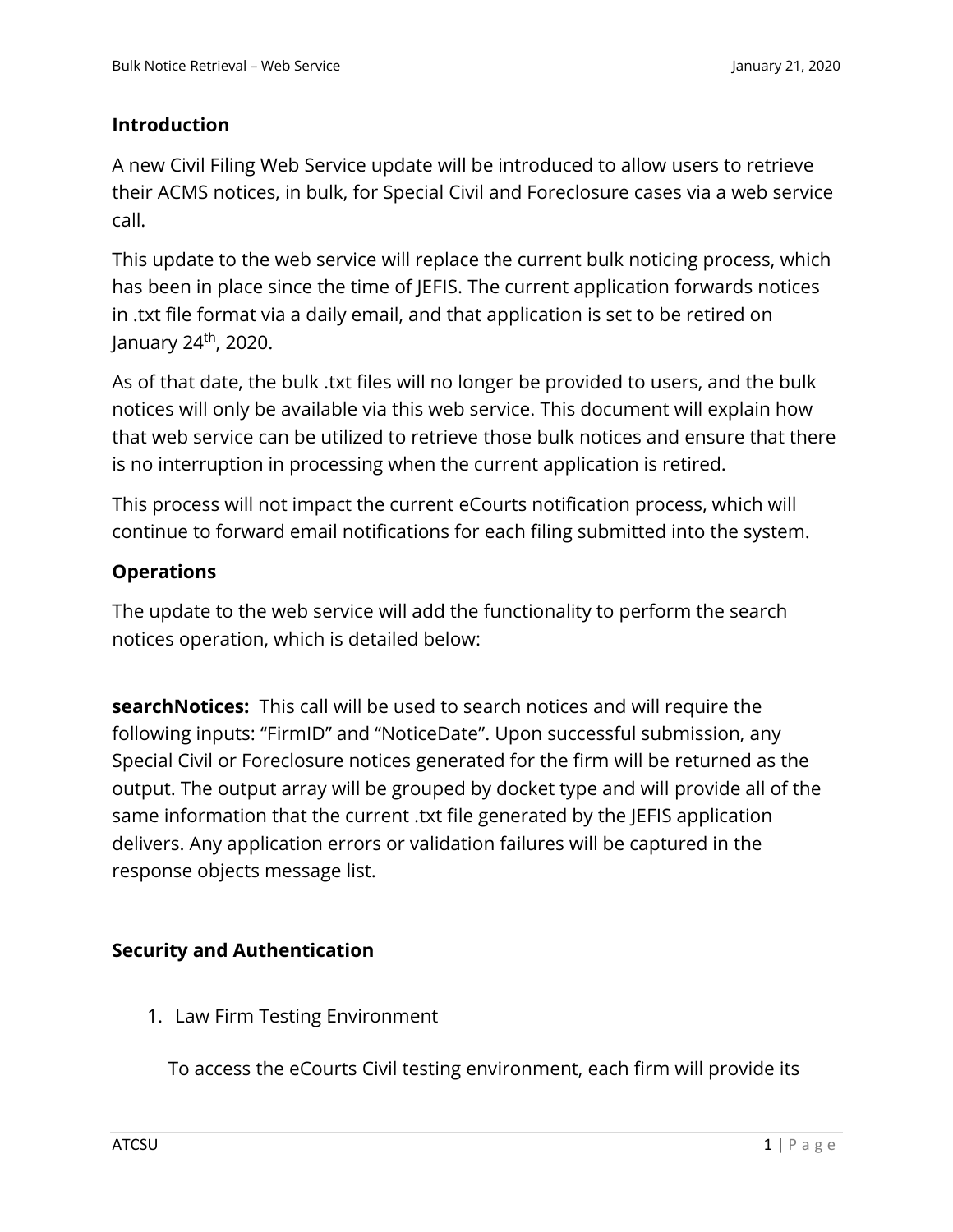## Introduction

A new Civil Filing Web Service update will be introduced to allow users to retrieve their ACMS notices, in bulk, for Special Civil and Foreclosure cases via a web service call.

This update to the web service will replace the current bulk noticing process, which has been in place since the time of JEFIS. The current application forwards notices in .txt file format via a daily email, and that application is set to be retired on January 24th, 2020.

As of that date, the bulk .txt files will no longer be provided to users, and the bulk notices will only be available via this web service. This document will explain how that web service can be utilized to retrieve those bulk notices and ensure that there is no interruption in processing when the current application is retired.

This process will not impact the current eCourts notification process, which will continue to forward email notifications for each filing submitted into the system.

## Operations

The update to the web service will add the functionality to perform the search notices operation, which is detailed below:

**searchNotices:** This call will be used to search notices and will require the following inputs: "FirmID" and "NoticeDate". Upon successful submission, any Special Civil or Foreclosure notices generated for the firm will be returned as the output. The output array will be grouped by docket type and will provide all of the same information that the current .txt file generated by the JEFIS application delivers. Any application errors or validation failures will be captured in the response objects message list.

## Security and Authentication

1. Law Firm Testing Environment

   To access the eCourts Civil testing environment, each firm will provide its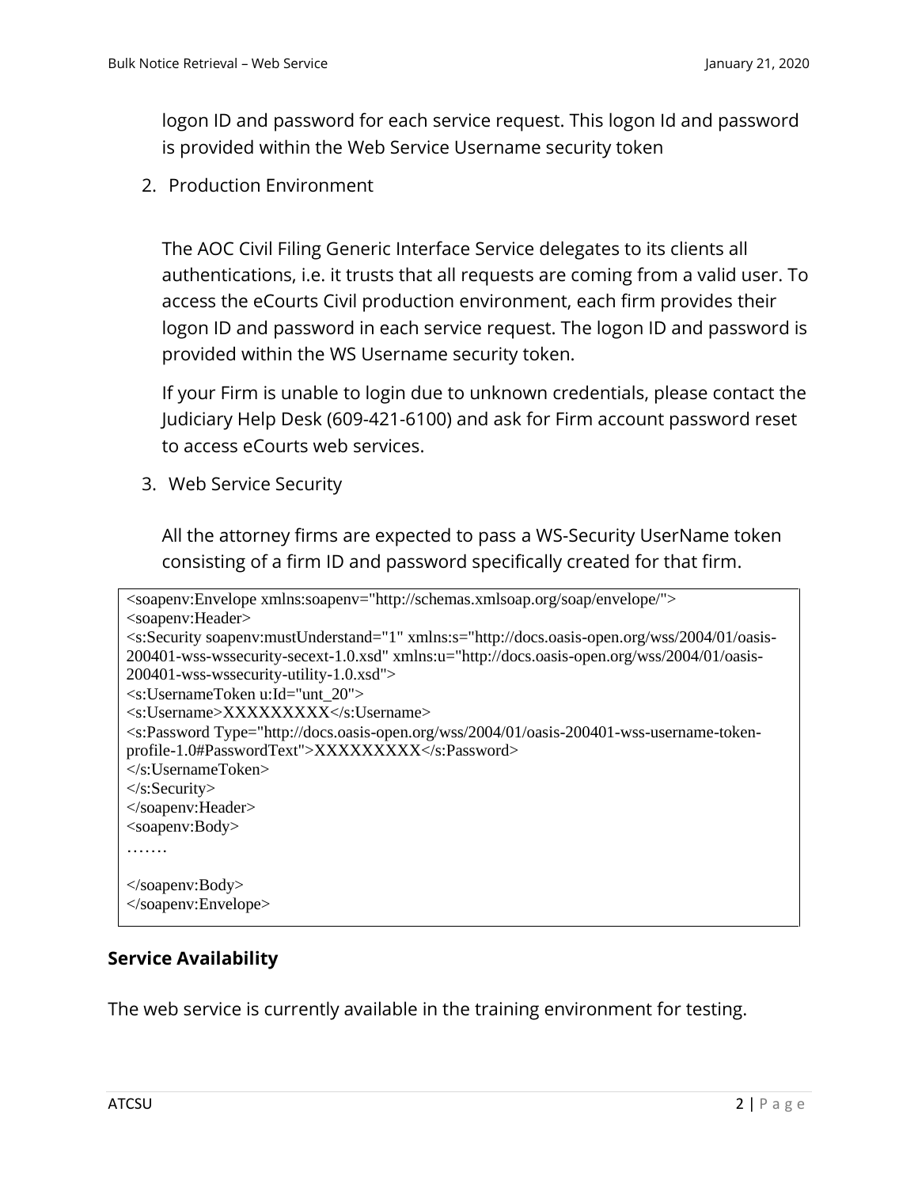logon ID and password for each service request. This logon Id and password is provided within the Web Service Username security token

2. Production Environment

   The AOC Civil Filing Generic Interface Service delegates to its clients all authentications, i.e. it trusts that all requests are coming from a valid user. To access the eCourts Civil production environment, each firm provides their logon ID and password in each service request. The logon ID and password is provided within the WS Username security token.

   If your Firm is unable to login due to unknown credentials, please contact the Judiciary Help Desk (609-421-6100) and ask for Firm account password reset to access eCourts web services.

3. Web Service Security

   All the attorney firms are expected to pass a WS-Security UserName token consisting of a firm ID and password specifically created for that firm.

```
<soapenv:Envelope xmlns:soapenv="http://schemas.xmlsoap.org/soap/envelope/">
<soapenv:Header>
<s:Security soapenv:mustUnderstand="1" xmlns:s="http://docs.oasis-open.org/wss/2004/01/oasis-200401-wss-wssecurity-secext-1.0.xsd" xmlns:u="http://docs.oasis-open.org/wss/2004/01/oasis-200401-wss-wssecurity-utility-1.0.xsd">
<s:UsernameToken u:Id="unt_20">
<s:Username>XXXXXXXXX</s:Username>
<s:Password Type="http://docs.oasis-open.org/wss/2004/01/oasis-200401-wss-username-token-profile-1.0#PasswordText">XXXXXXXXX</s:Password>
</s:UsernameToken>
</s:Security>
</soapenv:Header>
<soapenv:Body>
…….

</soapenv:Body>
</soapenv:Envelope>
```

## Service Availability

The web service is currently available in the training environment for testing.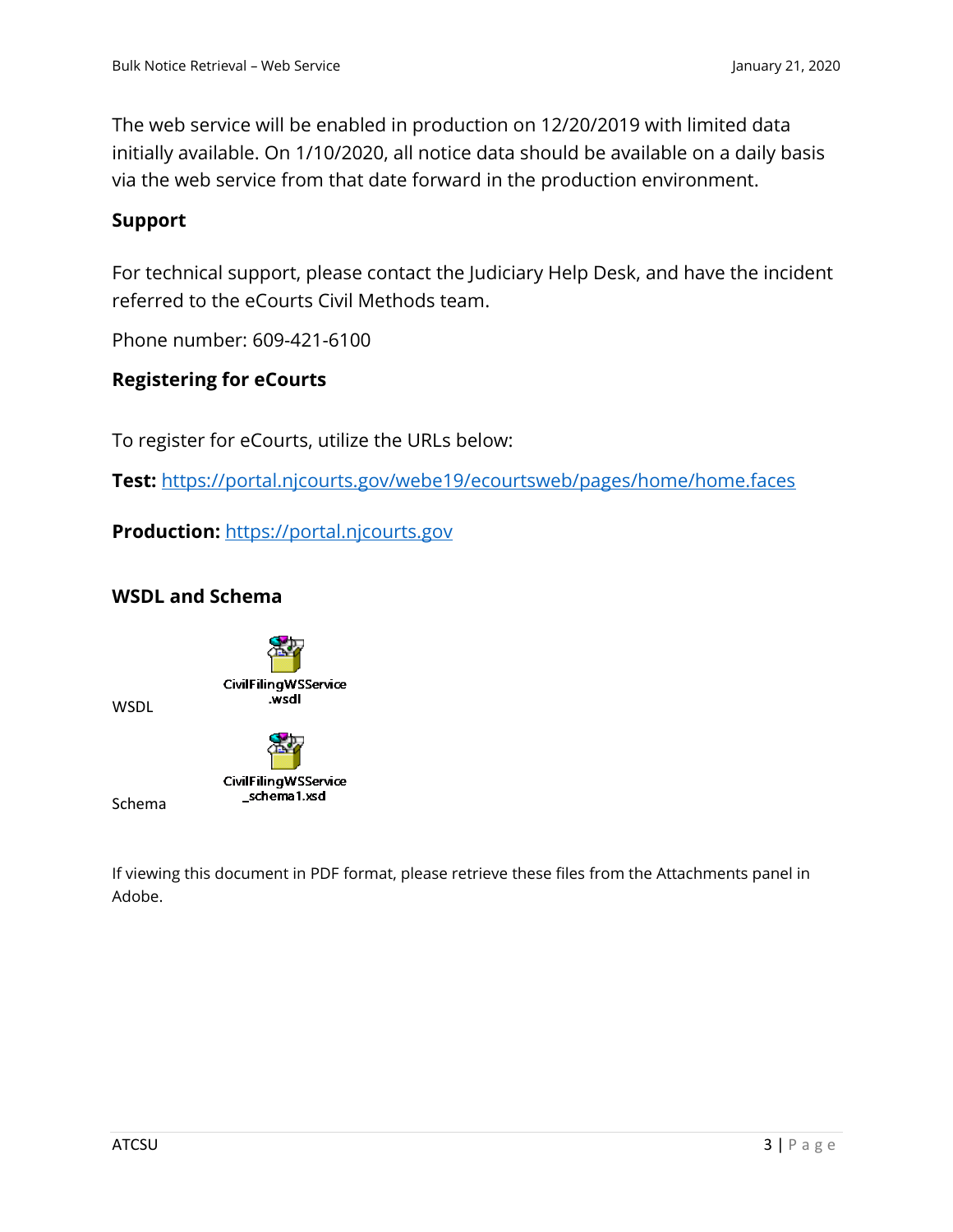The web service will be enabled in production on 12/20/2019 with limited data initially available. On 1/10/2020, all notice data should be available on a daily basis via the web service from that date forward in the production environment.

### Support

For technical support, please contact the Judiciary Help Desk, and have the incident referred to the eCourts Civil Methods team.

Phone number: 609-421-6100

### Registering for eCourts

To register for eCourts, utilize the URLs below:

**Test:** https://portal.njcourts.gov/webe19/ecourtsweb/pages/home/home.faces

**Production:** https://portal.njcourts.gov

### WSDL and Schema

WSDL CivilFilingWSService.wsdl

Schema CivilFilingWSService_schema1.xsd

If viewing this document in PDF format, please retrieve these files from the Attachments panel in Adobe.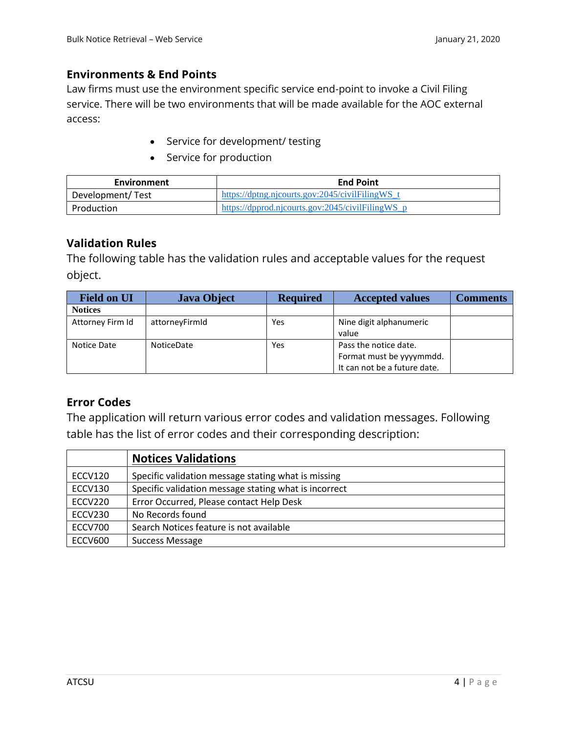## Environments & End Points

Law firms must use the environment specific service end-point to invoke a Civil Filing service. There will be two environments that will be made available for the AOC external access:

- Service for development/ testing
- Service for production

| Environment | End Point |
|---|---|
| Development/ Test | https://dptng.njcourts.gov:2045/civilFilingWS_t |
| Production | https://dpprod.njcourts.gov:2045/civilFilingWS_p |

## Validation Rules

The following table has the validation rules and acceptable values for the request object.

| Field on UI | Java Object | Required | Accepted values | Comments |
|---|---|---|---|---|
| **Notices** | | | | |
| Attorney Firm Id | attorneyFirmId | Yes | Nine digit alphanumeric value | |
| Notice Date | NoticeDate | Yes | Pass the notice date. Format must be yyyymmdd. It can not be a future date. | |

## Error Codes

The application will return various error codes and validation messages. Following table has the list of error codes and their corresponding description:

| | **Notices Validations** |
|---|---|
| ECCV120 | Specific validation message stating what is missing |
| ECCV130 | Specific validation message stating what is incorrect |
| ECCV220 | Error Occurred, Please contact Help Desk |
| ECCV230 | No Records found |
| ECCV700 | Search Notices feature is not available |
| ECCV600 | Success Message |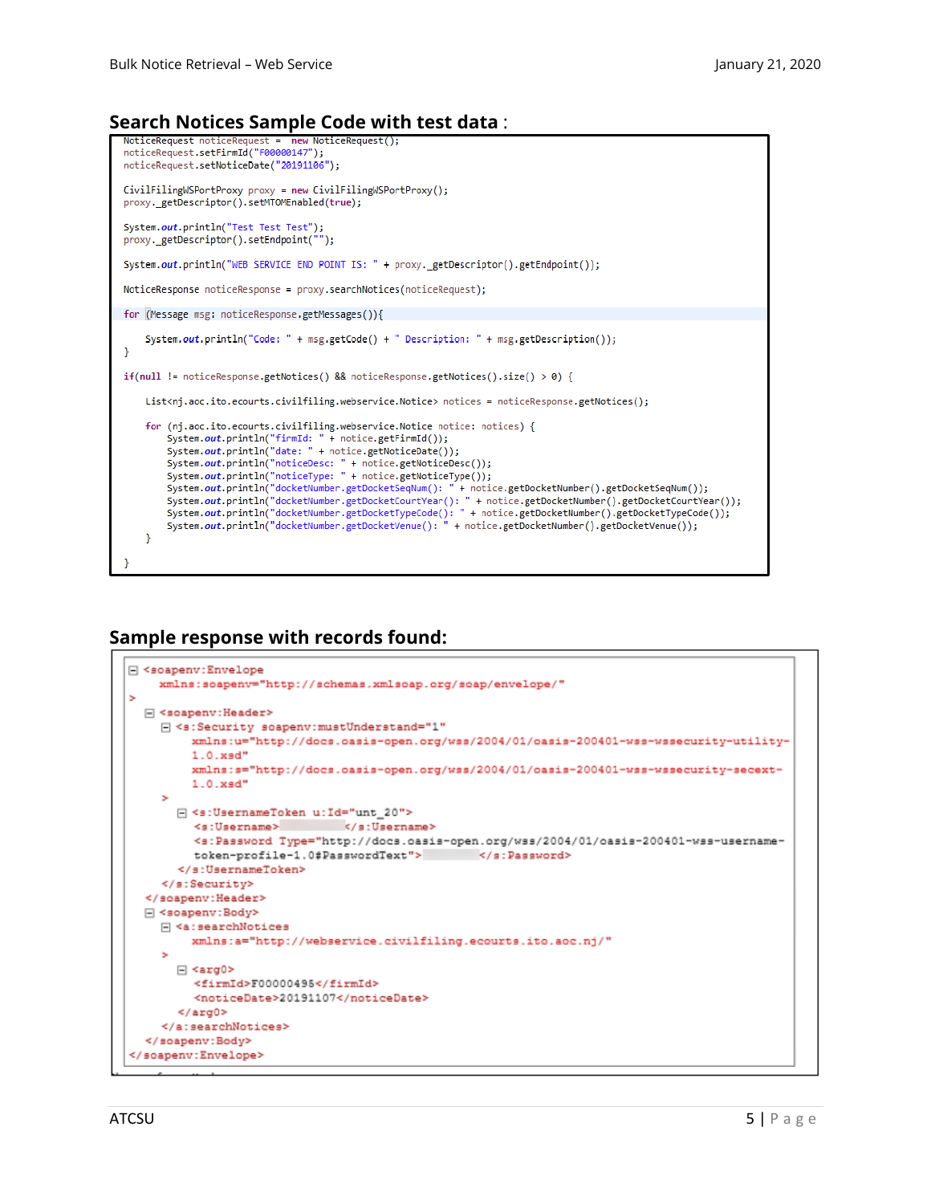## Search Notices Sample Code with test data :

```
NoticeRequest noticeRequest =  new NoticeRequest();
noticeRequest.setFirmId("F00000147");
noticeRequest.setNoticeDate("20191106");

CivilFilingWSPortProxy proxy = new CivilFilingWSPortProxy();
proxy._getDescriptor().setMTOMEnabled(true);

System.out.println("Test Test Test");
proxy._getDescriptor().setEndpoint("");

System.out.println("WEB SERVICE END POINT IS: " + proxy._getDescriptor().getEndpoint());

NoticeResponse noticeResponse = proxy.searchNotices(noticeRequest);

for (Message msg: noticeResponse.getMessages()){

    System.out.println("Code: " + msg.getCode() + " Description: " + msg.getDescription());
}

if(null != noticeResponse.getNotices() && noticeResponse.getNotices().size() > 0) {

    List<nj.acc.ito.ecourts.civilfiling.webservice.Notice> notices = noticeResponse.getNotices();

    for (nj.acc.ito.ecourts.civilfiling.webservice.Notice notice: notices) {
        System.out.println("firmId: " + notice.getFirmId());
        System.out.println("date: " + notice.getNoticeDate());
        System.out.println("noticeDesc: " + notice.getNoticeDesc());
        System.out.println("noticeType: " + notice.getNoticeType());
        System.out.println("docketNumber.getDocketSeqNum(): " + notice.getDocketNumber().getDocketSeqNum());
        System.out.println("docketNumber.getDocketCourtYear(): " + notice.getDocketNumber().getDocketCourtYear());
        System.out.println("docketNumber.getDocketTypeCode(): " + notice.getDocketNumber().getDocketTypeCode());
        System.out.println("docketNumber.getDocketVenue(): " + notice.getDocketNumber().getDocketVenue());
    }

}
```

## Sample response with records found:

```
<soapenv:Envelope
  xmlns:soapenv="http://schemas.xmlsoap.org/soap/envelope/"
>
  <soapenv:Header>
    <s:Security soapenv:mustUnderstand="1"
      xmlns:u="http://docs.oasis-open.org/wss/2004/01/oasis-200401-wss-wssecurity-utility-1.0.xsd"
      xmlns:s="http://docs.oasis-open.org/wss/2004/01/oasis-200401-wss-wssecurity-secext-1.0.xsd"
    >
      <s:UsernameToken u:Id="unt_20">
        <s:Username>          </s:Username>
        <s:Password Type="http://docs.oasis-open.org/wss/2004/01/oasis-200401-wss-username-token-profile-1.0#PasswordText">          </s:Password>
      </s:UsernameToken>
    </s:Security>
  </soapenv:Header>
  <soapenv:Body>
    <a:searchNotices
      xmlns:a="http://webservice.civilfiling.ecourts.ito.aoc.nj/"
    >
      <arg0>
        <firmId>F00000495</firmId>
        <noticeDate>20191107</noticeDate>
      </arg0>
    </a:searchNotices>
  </soapenv:Body>
</soapenv:Envelope>
```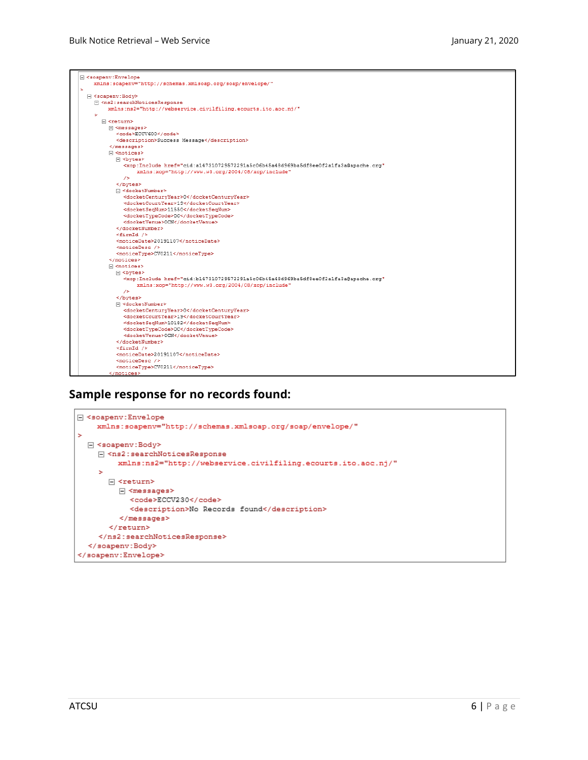```
⊟ <soapenv:Envelope
    xmlns:soapenv="http://schemas.xmlsoap.org/soap/envelope/"
>
  ⊟ <soapenv:Body>
    ⊟ <ns2:searchNoticesResponse
        xmlns:ns2="http://webservice.civilfiling.ecourts.ito.aoc.nj/"
      >
      ⊟ <return>
        ⊟ <messages>
            <code>ECCV600</code>
            <description>Success Message</description>
          </messages>
        ⊟ <notices>
          ⊟ <bytes>
              <xop:Include href="cid:a147310729572291a5c06b45a48d969ba5df8ee0f2a1fa3a@apache.org"
                  xmlns:xop="http://www.w3.org/2004/08/xop/include"
              />
            </bytes>
          ⊟ <docketNumber>
              <docketCenturyYear>0</docketCenturyYear>
              <docketCourtYear>19</docketCourtYear>
              <docketSeqNum>11550</docketSeqNum>
              <docketTypeCode>DC</docketTypeCode>
              <docketVenue>OCN</docketVenue>
            </docketNumber>
            <firmId />
            <noticeDate>20191107</noticeDate>
            <noticeDesc />
            <noticeType>CV0211</noticeType>
          </notices>
        ⊟ <notices>
          ⊟ <bytes>
              <xop:Include href="cid:b147310729572291a5c06b45a48d969ba5df8ee0f2a1fa3a@apache.org"
                  xmlns:xop="http://www.w3.org/2004/08/xop/include"
              />
            </bytes>
          ⊟ <docketNumber>
              <docketCenturyYear>0</docketCenturyYear>
              <docketCourtYear>19</docketCourtYear>
              <docketSeqNum>10182</docketSeqNum>
              <docketTypeCode>DC</docketTypeCode>
              <docketVenue>OCN</docketVenue>
            </docketNumber>
            <firmId />
            <noticeDate>20191107</noticeDate>
            <noticeDesc />
            <noticeType>CV0211</noticeType>
          </notices>
```

## Sample response for no records found:

```
⊟ <soapenv:Envelope
    xmlns:soapenv="http://schemas.xmlsoap.org/soap/envelope/"
>
  ⊟ <soapenv:Body>
    ⊟ <ns2:searchNoticesResponse
        xmlns:ns2="http://webservice.civilfiling.ecourts.ito.aoc.nj/"
      >
      ⊟ <return>
        ⊟ <messages>
            <code>ECCV230</code>
            <description>No Records found</description>
          </messages>
        </return>
      </ns2:searchNoticesResponse>
    </soapenv:Body>
</soapenv:Envelope>
```